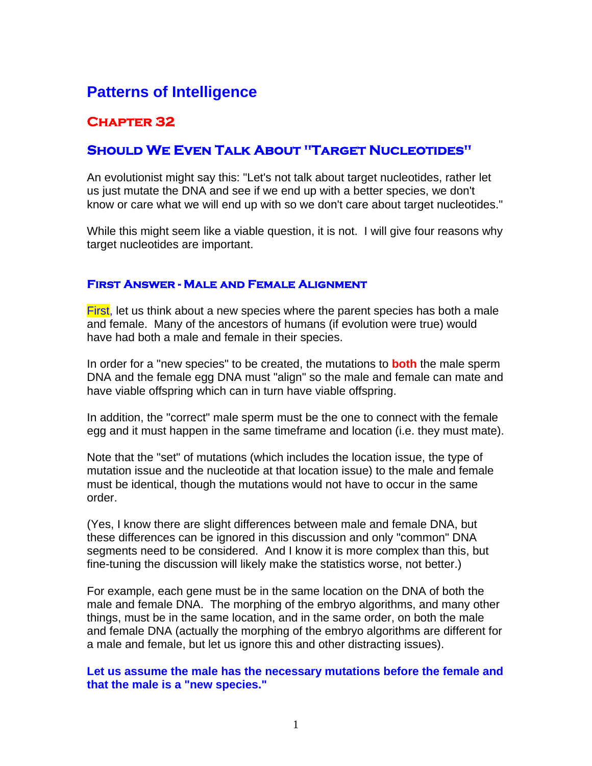# Patterns of Intelligence

## Chapter 32

## Should We Even Talk About "Target Nucleotides"

An evolutionist might say this: "Let's not talk about target nucleotides, rather let us just mutate the DNA and see if we end up with a better species, we don't know or care what we will end up with so we don't care about target nucleotides."

While this might seem like a viable question, it is not. I will give four reasons why target nucleotides are important.

### First Answer - Male and Female Alignment

First, let us think about a new species where the parent species has both a male and female. Many of the ancestors of humans (if evolution were true) would have had both a male and female in their species.

In order for a "new species" to be created, the mutations to **both** the male sperm DNA and the female egg DNA must "align" so the male and female can mate and have viable offspring which can in turn have viable offspring.

In addition, the "correct" male sperm must be the one to connect with the female egg and it must happen in the same timeframe and location (i.e. they must mate).

Note that the "set" of mutations (which includes the location issue, the type of mutation issue and the nucleotide at that location issue) to the male and female must be identical, though the mutations would not have to occur in the same order.

(Yes, I know there are slight differences between male and female DNA, but these differences can be ignored in this discussion and only "common" DNA segments need to be considered. And I know it is more complex than this, but fine-tuning the discussion will likely make the statistics worse, not better.)

For example, each gene must be in the same location on the DNA of both the male and female DNA. The morphing of the embryo algorithms, and many other things, must be in the same location, and in the same order, on both the male and female DNA (actually the morphing of the embryo algorithms are different for a male and female, but let us ignore this and other distracting issues).

**Let us assume the male has the necessary mutations before the female and that the male is a "new species."**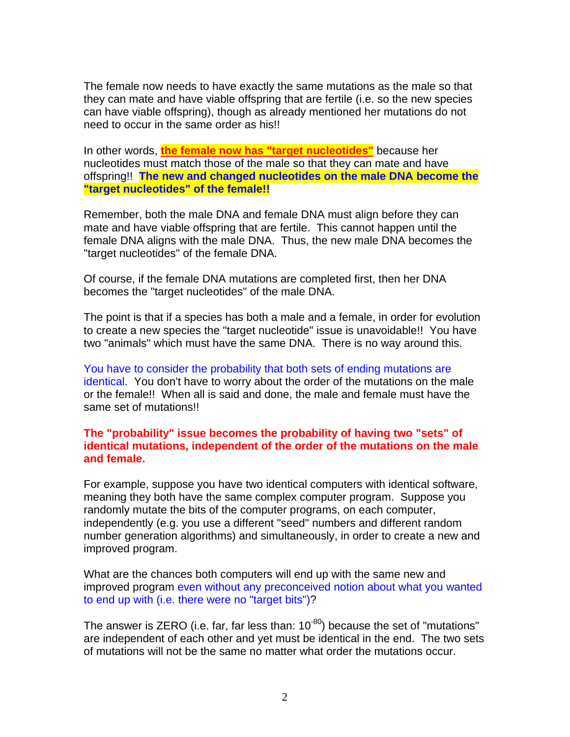The female now needs to have exactly the same mutations as the male so that they can mate and have viable offspring that are fertile (i.e. so the new species can have viable offspring), though as already mentioned her mutations do not need to occur in the same order as his!!

In other words, **the female now has "target nucleotides"** because her nucleotides must match those of the male so that they can mate and have offspring!! **The new and changed nucleotides on the male DNA become the "target nucleotides" of the female!!**

Remember, both the male DNA and female DNA must align before they can mate and have viable offspring that are fertile. This cannot happen until the female DNA aligns with the male DNA. Thus, the new male DNA becomes the "target nucleotides" of the female DNA.

Of course, if the female DNA mutations are completed first, then her DNA becomes the "target nucleotides" of the male DNA.

The point is that if a species has both a male and a female, in order for evolution to create a new species the "target nucleotide" issue is unavoidable!! You have two "animals" which must have the same DNA. There is no way around this.

You have to consider the probability that both sets of ending mutations are identical. You don't have to worry about the order of the mutations on the male or the female!! When all is said and done, the male and female must have the same set of mutations!!

**The "probability" issue becomes the probability of having two "sets" of identical mutations, independent of the order of the mutations on the male and female.**

For example, suppose you have two identical computers with identical software, meaning they both have the same complex computer program. Suppose you randomly mutate the bits of the computer programs, on each computer, independently (e.g. you use a different "seed" numbers and different random number generation algorithms) and simultaneously, in order to create a new and improved program.

What are the chances both computers will end up with the same new and improved program even without any preconceived notion about what you wanted to end up with (i.e. there were no "target bits")?

The answer is ZERO (i.e. far, far less than: $10^{-80}$) because the set of "mutations" are independent of each other and yet must be identical in the end. The two sets of mutations will not be the same no matter what order the mutations occur.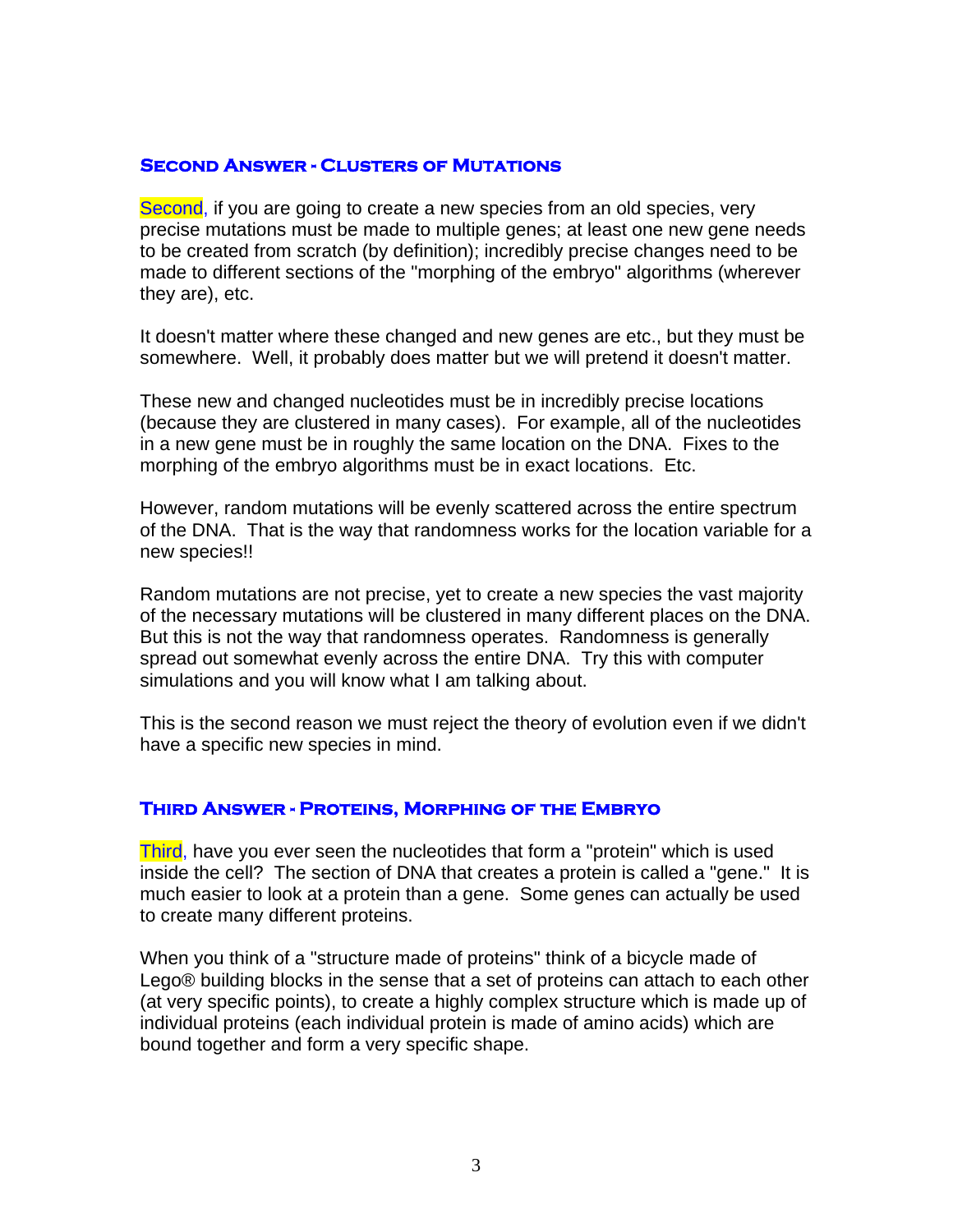### Second Answer - Clusters of Mutations

Second, if you are going to create a new species from an old species, very precise mutations must be made to multiple genes; at least one new gene needs to be created from scratch (by definition); incredibly precise changes need to be made to different sections of the "morphing of the embryo" algorithms (wherever they are), etc.

It doesn't matter where these changed and new genes are etc., but they must be somewhere. Well, it probably does matter but we will pretend it doesn't matter.

These new and changed nucleotides must be in incredibly precise locations (because they are clustered in many cases). For example, all of the nucleotides in a new gene must be in roughly the same location on the DNA. Fixes to the morphing of the embryo algorithms must be in exact locations. Etc.

However, random mutations will be evenly scattered across the entire spectrum of the DNA. That is the way that randomness works for the location variable for a new species!!

Random mutations are not precise, yet to create a new species the vast majority of the necessary mutations will be clustered in many different places on the DNA. But this is not the way that randomness operates. Randomness is generally spread out somewhat evenly across the entire DNA. Try this with computer simulations and you will know what I am talking about.

This is the second reason we must reject the theory of evolution even if we didn't have a specific new species in mind.

### Third Answer - Proteins, Morphing of the Embryo

Third, have you ever seen the nucleotides that form a "protein" which is used inside the cell? The section of DNA that creates a protein is called a "gene." It is much easier to look at a protein than a gene. Some genes can actually be used to create many different proteins.

When you think of a "structure made of proteins" think of a bicycle made of Lego® building blocks in the sense that a set of proteins can attach to each other (at very specific points), to create a highly complex structure which is made up of individual proteins (each individual protein is made of amino acids) which are bound together and form a very specific shape.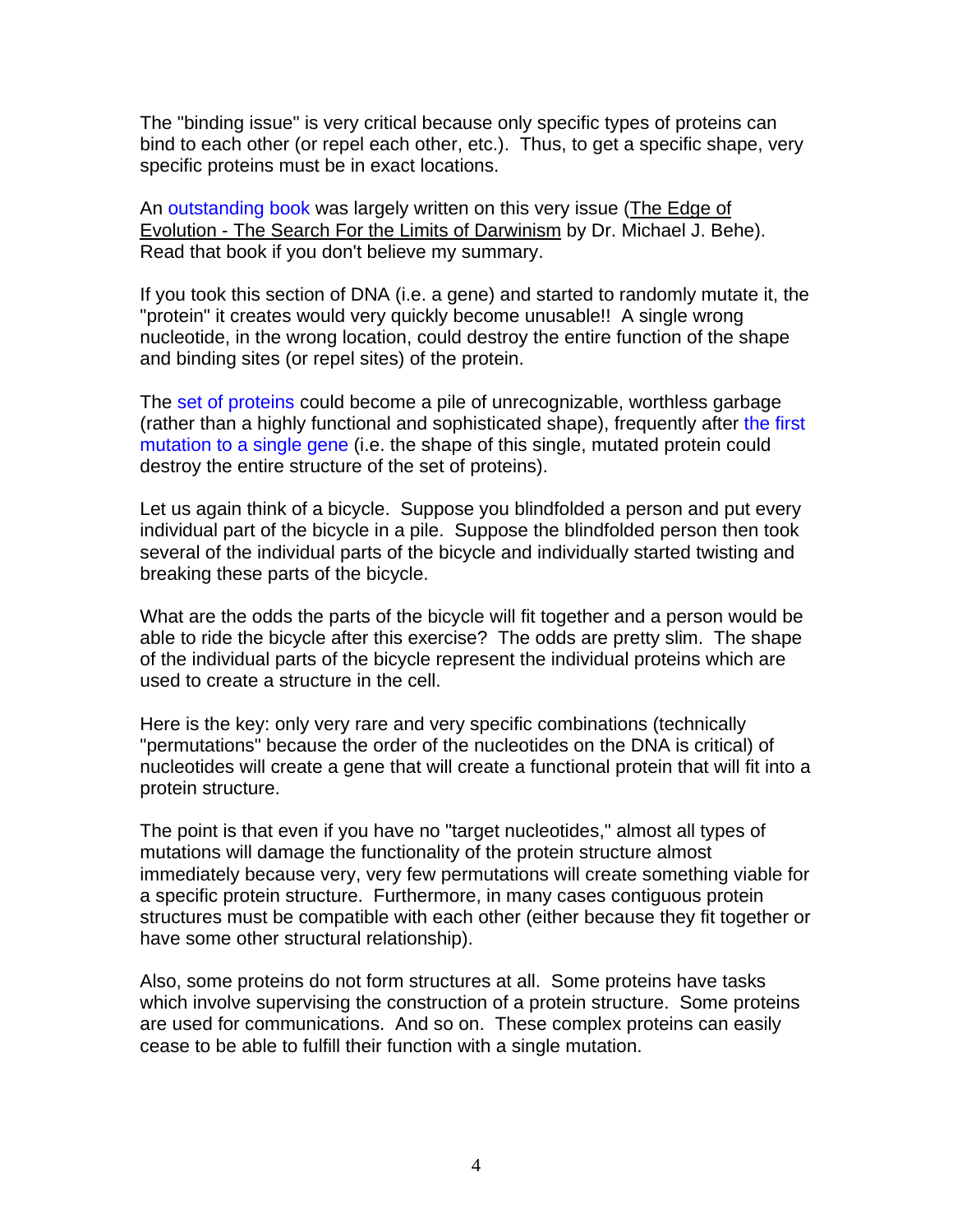The "binding issue" is very critical because only specific types of proteins can bind to each other (or repel each other, etc.). Thus, to get a specific shape, very specific proteins must be in exact locations.

An outstanding book was largely written on this very issue (The Edge of Evolution - The Search For the Limits of Darwinism by Dr. Michael J. Behe). Read that book if you don't believe my summary.

If you took this section of DNA (i.e. a gene) and started to randomly mutate it, the "protein" it creates would very quickly become unusable!! A single wrong nucleotide, in the wrong location, could destroy the entire function of the shape and binding sites (or repel sites) of the protein.

The set of proteins could become a pile of unrecognizable, worthless garbage (rather than a highly functional and sophisticated shape), frequently after the first mutation to a single gene (i.e. the shape of this single, mutated protein could destroy the entire structure of the set of proteins).

Let us again think of a bicycle. Suppose you blindfolded a person and put every individual part of the bicycle in a pile. Suppose the blindfolded person then took several of the individual parts of the bicycle and individually started twisting and breaking these parts of the bicycle.

What are the odds the parts of the bicycle will fit together and a person would be able to ride the bicycle after this exercise? The odds are pretty slim. The shape of the individual parts of the bicycle represent the individual proteins which are used to create a structure in the cell.

Here is the key: only very rare and very specific combinations (technically "permutations" because the order of the nucleotides on the DNA is critical) of nucleotides will create a gene that will create a functional protein that will fit into a protein structure.

The point is that even if you have no "target nucleotides," almost all types of mutations will damage the functionality of the protein structure almost immediately because very, very few permutations will create something viable for a specific protein structure. Furthermore, in many cases contiguous protein structures must be compatible with each other (either because they fit together or have some other structural relationship).

Also, some proteins do not form structures at all. Some proteins have tasks which involve supervising the construction of a protein structure. Some proteins are used for communications. And so on. These complex proteins can easily cease to be able to fulfill their function with a single mutation.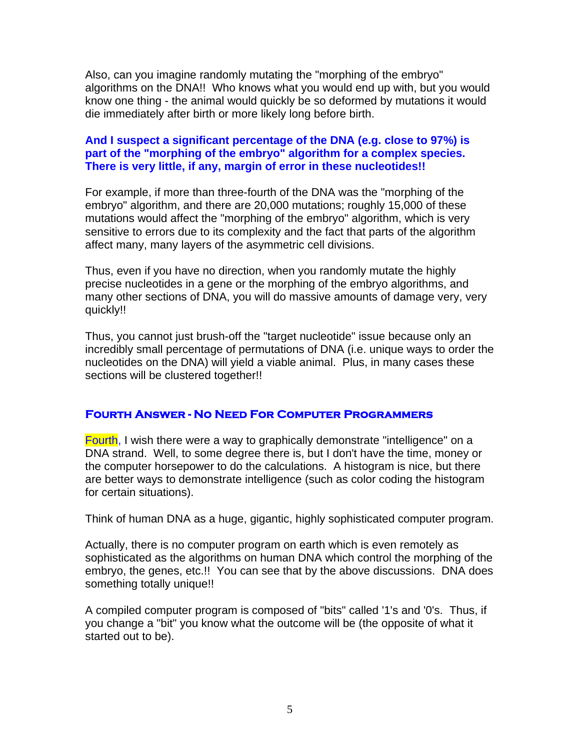Also, can you imagine randomly mutating the "morphing of the embryo" algorithms on the DNA!! Who knows what you would end up with, but you would know one thing - the animal would quickly be so deformed by mutations it would die immediately after birth or more likely long before birth.

**And I suspect a significant percentage of the DNA (e.g. close to 97%) is part of the "morphing of the embryo" algorithm for a complex species. There is very little, if any, margin of error in these nucleotides!!**

For example, if more than three-fourth of the DNA was the "morphing of the embryo" algorithm, and there are 20,000 mutations; roughly 15,000 of these mutations would affect the "morphing of the embryo" algorithm, which is very sensitive to errors due to its complexity and the fact that parts of the algorithm affect many, many layers of the asymmetric cell divisions.

Thus, even if you have no direction, when you randomly mutate the highly precise nucleotides in a gene or the morphing of the embryo algorithms, and many other sections of DNA, you will do massive amounts of damage very, very quickly!!

Thus, you cannot just brush-off the "target nucleotide" issue because only an incredibly small percentage of permutations of DNA (i.e. unique ways to order the nucleotides on the DNA) will yield a viable animal. Plus, in many cases these sections will be clustered together!!

## Fourth Answer - No Need For Computer Programmers

Fourth, I wish there were a way to graphically demonstrate "intelligence" on a DNA strand. Well, to some degree there is, but I don't have the time, money or the computer horsepower to do the calculations. A histogram is nice, but there are better ways to demonstrate intelligence (such as color coding the histogram for certain situations).

Think of human DNA as a huge, gigantic, highly sophisticated computer program.

Actually, there is no computer program on earth which is even remotely as sophisticated as the algorithms on human DNA which control the morphing of the embryo, the genes, etc.!! You can see that by the above discussions. DNA does something totally unique!!

A compiled computer program is composed of "bits" called '1's and '0's. Thus, if you change a "bit" you know what the outcome will be (the opposite of what it started out to be).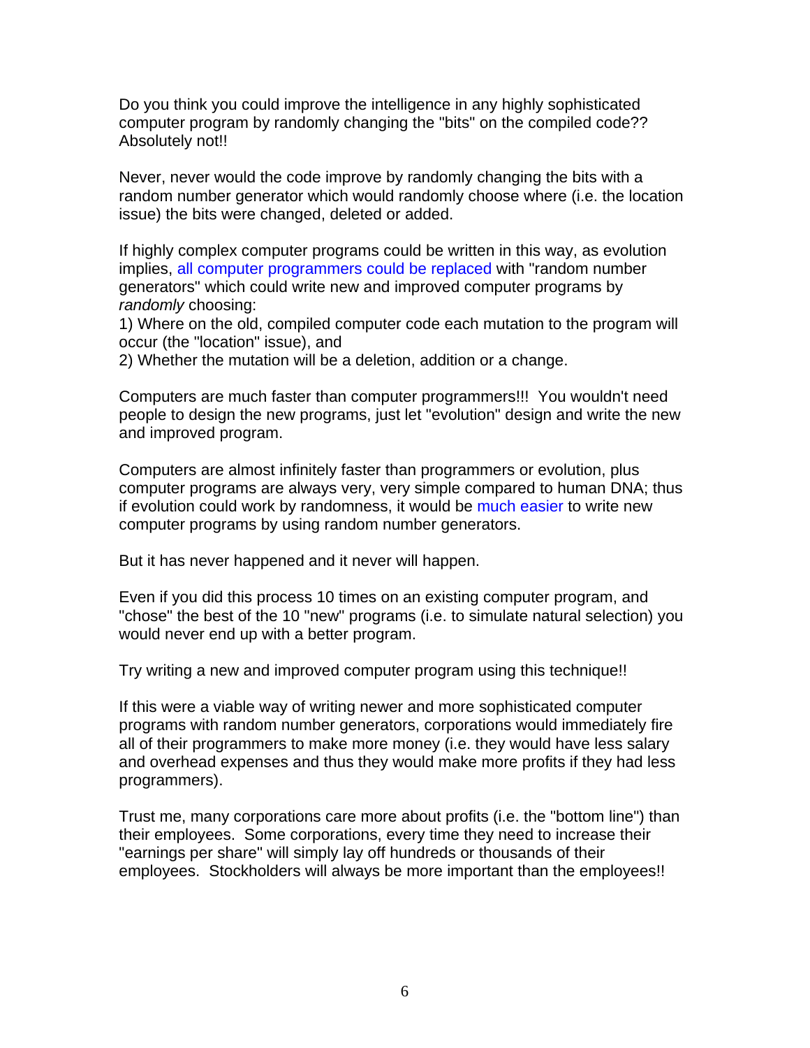Do you think you could improve the intelligence in any highly sophisticated computer program by randomly changing the "bits" on the compiled code?? Absolutely not!!

Never, never would the code improve by randomly changing the bits with a random number generator which would randomly choose where (i.e. the location issue) the bits were changed, deleted or added.

If highly complex computer programs could be written in this way, as evolution implies, all computer programmers could be replaced with "random number generators" which could write new and improved computer programs by *randomly* choosing:

1) Where on the old, compiled computer code each mutation to the program will occur (the "location" issue), and
2) Whether the mutation will be a deletion, addition or a change.

Computers are much faster than computer programmers!!! You wouldn't need people to design the new programs, just let "evolution" design and write the new and improved program.

Computers are almost infinitely faster than programmers or evolution, plus computer programs are always very, very simple compared to human DNA; thus if evolution could work by randomness, it would be much easier to write new computer programs by using random number generators.

But it has never happened and it never will happen.

Even if you did this process 10 times on an existing computer program, and "chose" the best of the 10 "new" programs (i.e. to simulate natural selection) you would never end up with a better program.

Try writing a new and improved computer program using this technique!!

If this were a viable way of writing newer and more sophisticated computer programs with random number generators, corporations would immediately fire all of their programmers to make more money (i.e. they would have less salary and overhead expenses and thus they would make more profits if they had less programmers).

Trust me, many corporations care more about profits (i.e. the "bottom line") than their employees. Some corporations, every time they need to increase their "earnings per share" will simply lay off hundreds or thousands of their employees. Stockholders will always be more important than the employees!!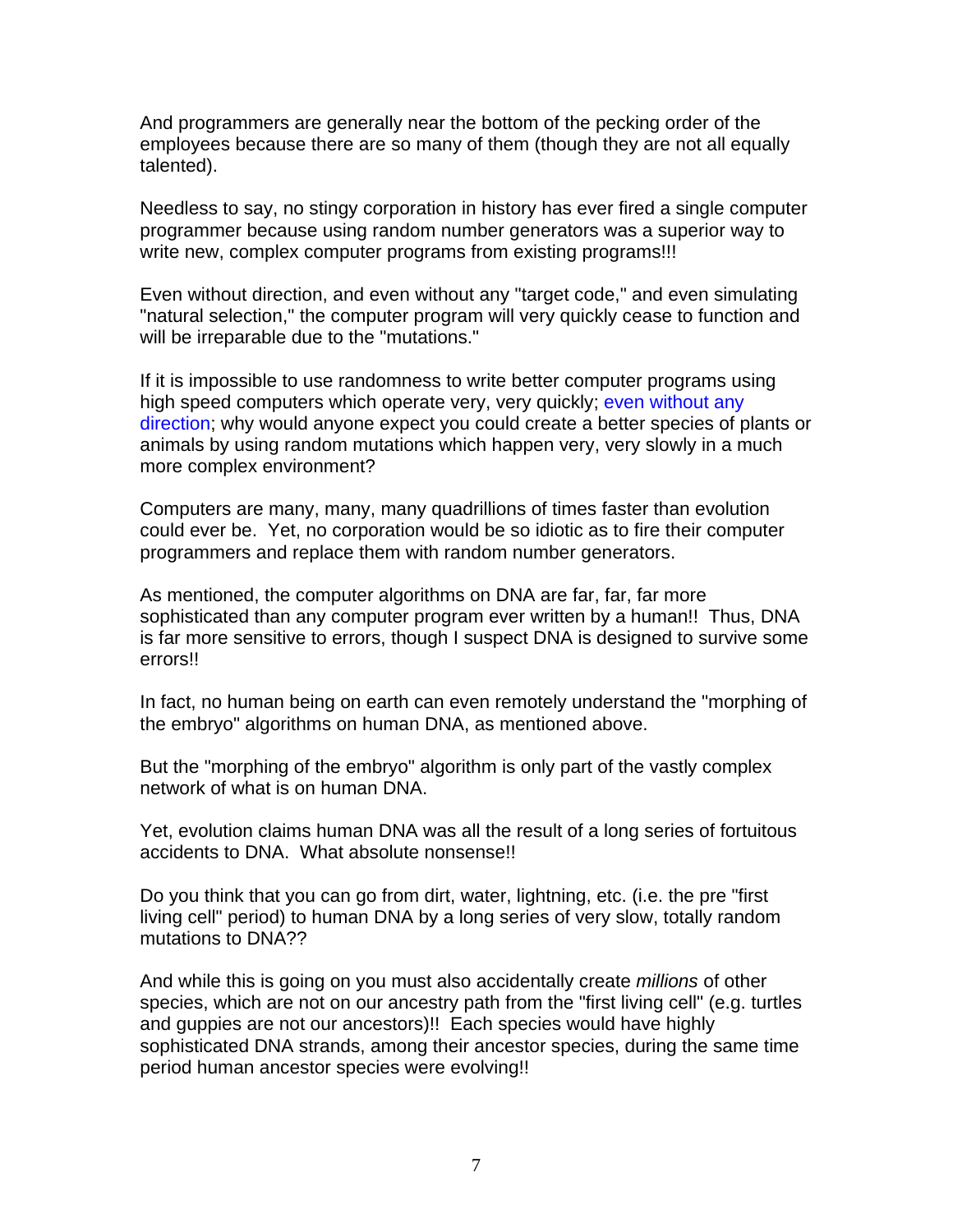And programmers are generally near the bottom of the pecking order of the employees because there are so many of them (though they are not all equally talented).

Needless to say, no stingy corporation in history has ever fired a single computer programmer because using random number generators was a superior way to write new, complex computer programs from existing programs!!!

Even without direction, and even without any "target code," and even simulating "natural selection," the computer program will very quickly cease to function and will be irreparable due to the "mutations."

If it is impossible to use randomness to write better computer programs using high speed computers which operate very, very quickly; even without any direction; why would anyone expect you could create a better species of plants or animals by using random mutations which happen very, very slowly in a much more complex environment?

Computers are many, many, many quadrillions of times faster than evolution could ever be. Yet, no corporation would be so idiotic as to fire their computer programmers and replace them with random number generators.

As mentioned, the computer algorithms on DNA are far, far, far more sophisticated than any computer program ever written by a human!! Thus, DNA is far more sensitive to errors, though I suspect DNA is designed to survive some errors!!

In fact, no human being on earth can even remotely understand the "morphing of the embryo" algorithms on human DNA, as mentioned above.

But the "morphing of the embryo" algorithm is only part of the vastly complex network of what is on human DNA.

Yet, evolution claims human DNA was all the result of a long series of fortuitous accidents to DNA. What absolute nonsense!!

Do you think that you can go from dirt, water, lightning, etc. (i.e. the pre "first living cell" period) to human DNA by a long series of very slow, totally random mutations to DNA??

And while this is going on you must also accidentally create *millions* of other species, which are not on our ancestry path from the "first living cell" (e.g. turtles and guppies are not our ancestors)!! Each species would have highly sophisticated DNA strands, among their ancestor species, during the same time period human ancestor species were evolving!!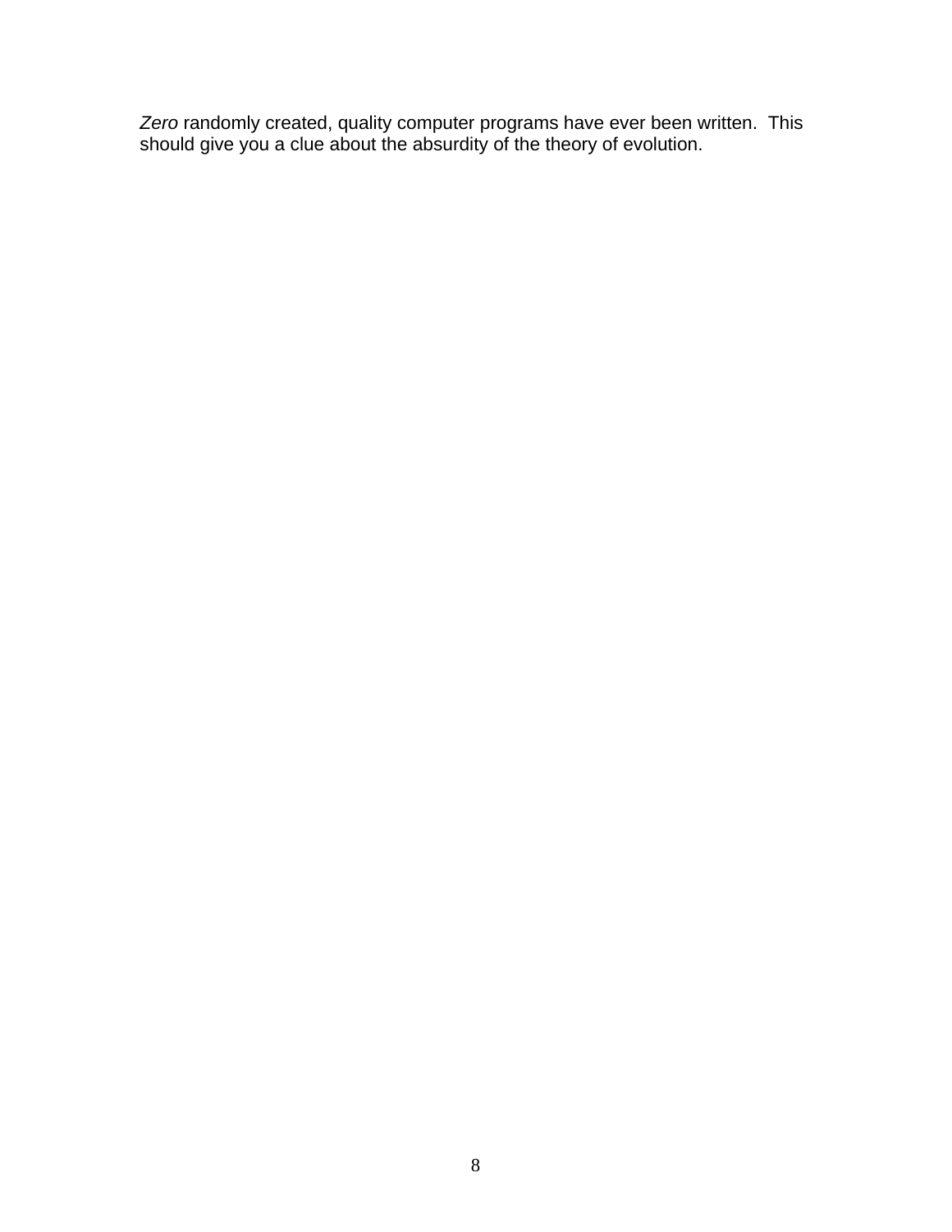*Zero* randomly created, quality computer programs have ever been written. This should give you a clue about the absurdity of the theory of evolution.